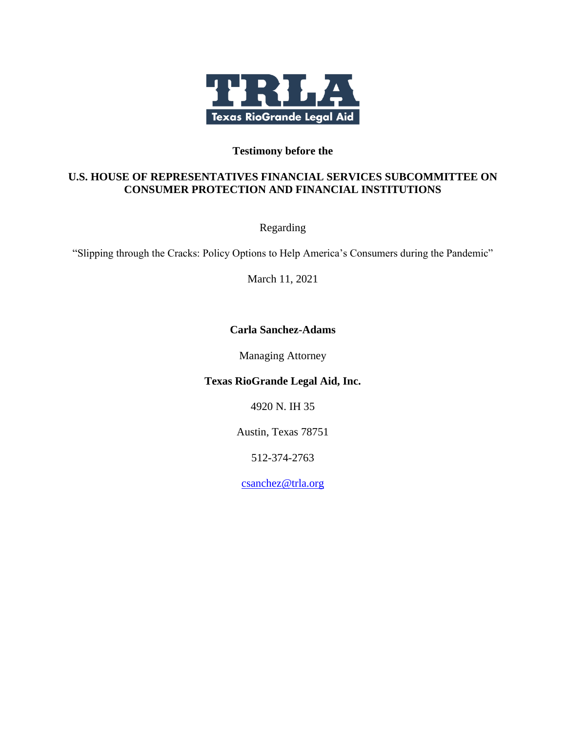TRLA

Texas RioGrande Legal Aid

**Testimony before the**

**U.S. HOUSE OF REPRESENTATIVES FINANCIAL SERVICES SUBCOMMITTEE ON CONSUMER PROTECTION AND FINANCIAL INSTITUTIONS**

Regarding

"Slipping through the Cracks: Policy Options to Help America's Consumers during the Pandemic"

March 11, 2021

**Carla Sanchez-Adams**

Managing Attorney

**Texas RioGrande Legal Aid, Inc.**

4920 N. IH 35

Austin, Texas 78751

512-374-2763

csanchez@trla.org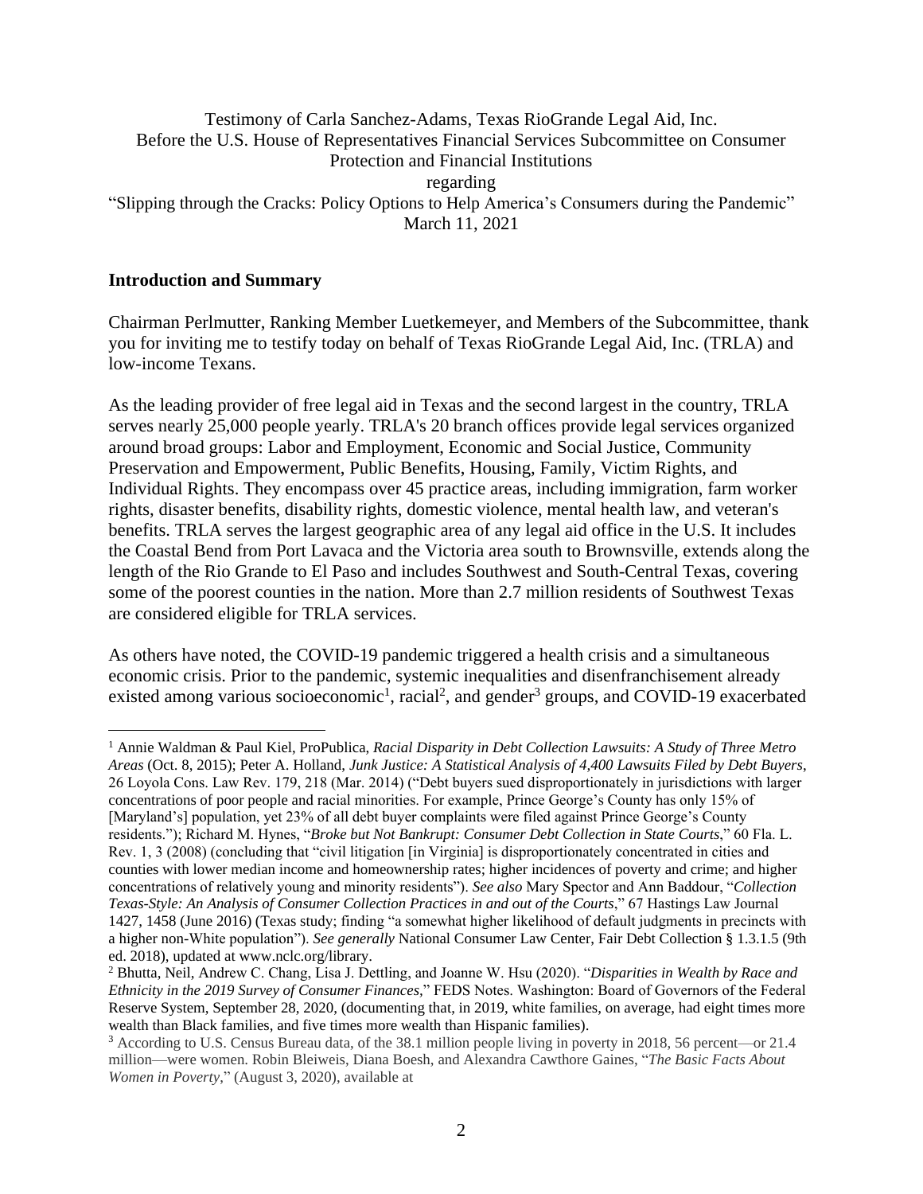Testimony of Carla Sanchez-Adams, Texas RioGrande Legal Aid, Inc.
Before the U.S. House of Representatives Financial Services Subcommittee on Consumer Protection and Financial Institutions
regarding
"Slipping through the Cracks: Policy Options to Help America's Consumers during the Pandemic"
March 11, 2021

## Introduction and Summary

Chairman Perlmutter, Ranking Member Luetkemeyer, and Members of the Subcommittee, thank you for inviting me to testify today on behalf of Texas RioGrande Legal Aid, Inc. (TRLA) and low-income Texans.

As the leading provider of free legal aid in Texas and the second largest in the country, TRLA serves nearly 25,000 people yearly. TRLA's 20 branch offices provide legal services organized around broad groups: Labor and Employment, Economic and Social Justice, Community Preservation and Empowerment, Public Benefits, Housing, Family, Victim Rights, and Individual Rights. They encompass over 45 practice areas, including immigration, farm worker rights, disaster benefits, disability rights, domestic violence, mental health law, and veteran's benefits. TRLA serves the largest geographic area of any legal aid office in the U.S. It includes the Coastal Bend from Port Lavaca and the Victoria area south to Brownsville, extends along the length of the Rio Grande to El Paso and includes Southwest and South-Central Texas, covering some of the poorest counties in the nation. More than 2.7 million residents of Southwest Texas are considered eligible for TRLA services.

As others have noted, the COVID-19 pandemic triggered a health crisis and a simultaneous economic crisis. Prior to the pandemic, systemic inequalities and disenfranchisement already existed among various socioeconomic[1], racial[2], and gender[3] groups, and COVID-19 exacerbated

---

[1] Annie Waldman & Paul Kiel, ProPublica, *Racial Disparity in Debt Collection Lawsuits: A Study of Three Metro Areas* (Oct. 8, 2015); Peter A. Holland, *Junk Justice: A Statistical Analysis of 4,400 Lawsuits Filed by Debt Buyers*, 26 Loyola Cons. Law Rev. 179, 218 (Mar. 2014) ("Debt buyers sued disproportionately in jurisdictions with larger concentrations of poor people and racial minorities. For example, Prince George's County has only 15% of [Maryland's] population, yet 23% of all debt buyer complaints were filed against Prince George's County residents."); Richard M. Hynes, "*Broke but Not Bankrupt: Consumer Debt Collection in State Courts*," 60 Fla. L. Rev. 1, 3 (2008) (concluding that "civil litigation [in Virginia] is disproportionately concentrated in cities and counties with lower median income and homeownership rates; higher incidences of poverty and crime; and higher concentrations of relatively young and minority residents"). *See also* Mary Spector and Ann Baddour, "*Collection Texas-Style: An Analysis of Consumer Collection Practices in and out of the Courts*," 67 Hastings Law Journal 1427, 1458 (June 2016) (Texas study; finding "a somewhat higher likelihood of default judgments in precincts with a higher non-White population"). *See generally* National Consumer Law Center, Fair Debt Collection § 1.3.1.5 (9th ed. 2018), updated at www.nclc.org/library.

[2] Bhutta, Neil, Andrew C. Chang, Lisa J. Dettling, and Joanne W. Hsu (2020). "*Disparities in Wealth by Race and Ethnicity in the 2019 Survey of Consumer Finances*," FEDS Notes. Washington: Board of Governors of the Federal Reserve System, September 28, 2020, (documenting that, in 2019, white families, on average, had eight times more wealth than Black families, and five times more wealth than Hispanic families).

[3] According to U.S. Census Bureau data, of the 38.1 million people living in poverty in 2018, 56 percent—or 21.4 million—were women. Robin Bleiweis, Diana Boesh, and Alexandra Cawthore Gaines, "*The Basic Facts About Women in Poverty*," (August 3, 2020), available at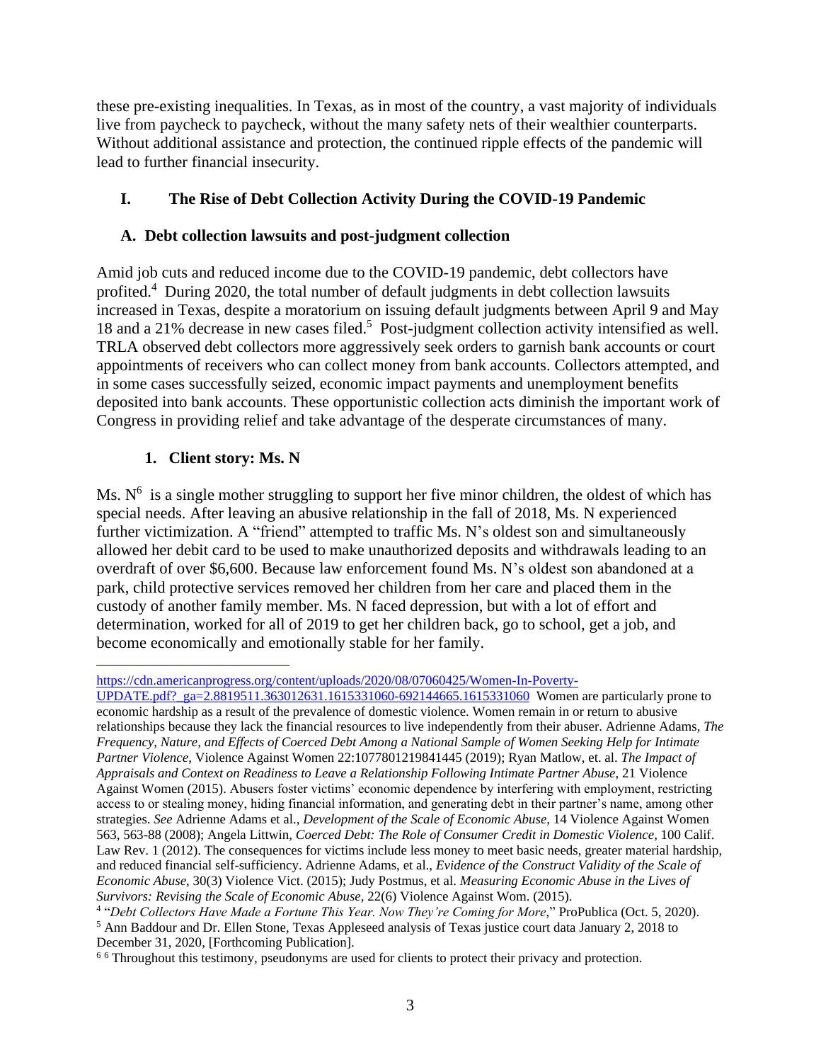these pre-existing inequalities. In Texas, as in most of the country, a vast majority of individuals live from paycheck to paycheck, without the many safety nets of their wealthier counterparts. Without additional assistance and protection, the continued ripple effects of the pandemic will lead to further financial insecurity.

## I. The Rise of Debt Collection Activity During the COVID-19 Pandemic

### A. Debt collection lawsuits and post-judgment collection

Amid job cuts and reduced income due to the COVID-19 pandemic, debt collectors have profited.[4] During 2020, the total number of default judgments in debt collection lawsuits increased in Texas, despite a moratorium on issuing default judgments between April 9 and May 18 and a 21% decrease in new cases filed.[5] Post-judgment collection activity intensified as well. TRLA observed debt collectors more aggressively seek orders to garnish bank accounts or court appointments of receivers who can collect money from bank accounts. Collectors attempted, and in some cases successfully seized, economic impact payments and unemployment benefits deposited into bank accounts. These opportunistic collection acts diminish the important work of Congress in providing relief and take advantage of the desperate circumstances of many.

#### 1. Client story: Ms. N

Ms. N[6] is a single mother struggling to support her five minor children, the oldest of which has special needs. After leaving an abusive relationship in the fall of 2018, Ms. N experienced further victimization. A "friend" attempted to traffic Ms. N's oldest son and simultaneously allowed her debit card to be used to make unauthorized deposits and withdrawals leading to an overdraft of over $6,600. Because law enforcement found Ms. N's oldest son abandoned at a park, child protective services removed her children from her care and placed them in the custody of another family member. Ms. N faced depression, but with a lot of effort and determination, worked for all of 2019 to get her children back, go to school, get a job, and become economically and emotionally stable for her family.

---

https://cdn.americanprogress.org/content/uploads/2020/08/07060425/Women-In-Poverty-UPDATE.pdf?_ga=2.8819511.363012631.1615331060-692144665.1615331060 Women are particularly prone to economic hardship as a result of the prevalence of domestic violence. Women remain in or return to abusive relationships because they lack the financial resources to live independently from their abuser. Adrienne Adams, *The Frequency, Nature, and Effects of Coerced Debt Among a National Sample of Women Seeking Help for Intimate Partner Violence*, Violence Against Women 22:1077801219841445 (2019); Ryan Matlow, et. al. *The Impact of Appraisals and Context on Readiness to Leave a Relationship Following Intimate Partner Abuse*, 21 Violence Against Women (2015). Abusers foster victims' economic dependence by interfering with employment, restricting access to or stealing money, hiding financial information, and generating debt in their partner's name, among other strategies. *See* Adrienne Adams et al., *Development of the Scale of Economic Abuse*, 14 Violence Against Women 563, 563-88 (2008); Angela Littwin, *Coerced Debt: The Role of Consumer Credit in Domestic Violence*, 100 Calif. Law Rev. 1 (2012). The consequences for victims include less money to meet basic needs, greater material hardship, and reduced financial self-sufficiency. Adrienne Adams, et al., *Evidence of the Construct Validity of the Scale of Economic Abuse*, 30(3) Violence Vict. (2015); Judy Postmus, et al. *Measuring Economic Abuse in the Lives of Survivors: Revising the Scale of Economic Abuse*, 22(6) Violence Against Wom. (2015).

[4] "*Debt Collectors Have Made a Fortune This Year. Now They're Coming for More*," ProPublica (Oct. 5, 2020).

[5] Ann Baddour and Dr. Ellen Stone, Texas Appleseed analysis of Texas justice court data January 2, 2018 to December 31, 2020, [Forthcoming Publication].

[6] [6] Throughout this testimony, pseudonyms are used for clients to protect their privacy and protection.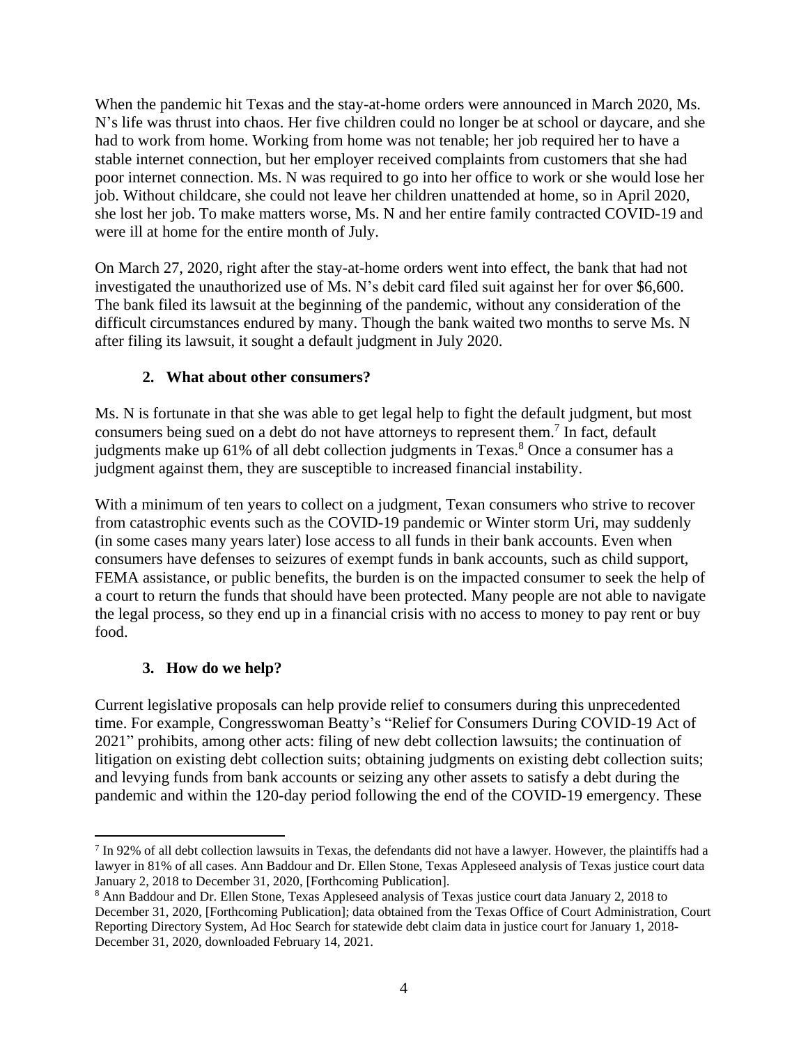When the pandemic hit Texas and the stay-at-home orders were announced in March 2020, Ms. N's life was thrust into chaos. Her five children could no longer be at school or daycare, and she had to work from home. Working from home was not tenable; her job required her to have a stable internet connection, but her employer received complaints from customers that she had poor internet connection. Ms. N was required to go into her office to work or she would lose her job. Without childcare, she could not leave her children unattended at home, so in April 2020, she lost her job. To make matters worse, Ms. N and her entire family contracted COVID-19 and were ill at home for the entire month of July.

On March 27, 2020, right after the stay-at-home orders went into effect, the bank that had not investigated the unauthorized use of Ms. N's debit card filed suit against her for over $6,600. The bank filed its lawsuit at the beginning of the pandemic, without any consideration of the difficult circumstances endured by many. Though the bank waited two months to serve Ms. N after filing its lawsuit, it sought a default judgment in July 2020.

### 2. What about other consumers?

Ms. N is fortunate in that she was able to get legal help to fight the default judgment, but most consumers being sued on a debt do not have attorneys to represent them.[7] In fact, default judgments make up 61% of all debt collection judgments in Texas.[8] Once a consumer has a judgment against them, they are susceptible to increased financial instability.

With a minimum of ten years to collect on a judgment, Texan consumers who strive to recover from catastrophic events such as the COVID-19 pandemic or Winter storm Uri, may suddenly (in some cases many years later) lose access to all funds in their bank accounts. Even when consumers have defenses to seizures of exempt funds in bank accounts, such as child support, FEMA assistance, or public benefits, the burden is on the impacted consumer to seek the help of a court to return the funds that should have been protected. Many people are not able to navigate the legal process, so they end up in a financial crisis with no access to money to pay rent or buy food.

### 3. How do we help?

Current legislative proposals can help provide relief to consumers during this unprecedented time. For example, Congresswoman Beatty's "Relief for Consumers During COVID-19 Act of 2021" prohibits, among other acts: filing of new debt collection lawsuits; the continuation of litigation on existing debt collection suits; obtaining judgments on existing debt collection suits; and levying funds from bank accounts or seizing any other assets to satisfy a debt during the pandemic and within the 120-day period following the end of the COVID-19 emergency. These

---

[7] In 92% of all debt collection lawsuits in Texas, the defendants did not have a lawyer. However, the plaintiffs had a lawyer in 81% of all cases. Ann Baddour and Dr. Ellen Stone, Texas Appleseed analysis of Texas justice court data January 2, 2018 to December 31, 2020, [Forthcoming Publication].

[8] Ann Baddour and Dr. Ellen Stone, Texas Appleseed analysis of Texas justice court data January 2, 2018 to December 31, 2020, [Forthcoming Publication]; data obtained from the Texas Office of Court Administration, Court Reporting Directory System, Ad Hoc Search for statewide debt claim data in justice court for January 1, 2018-December 31, 2020, downloaded February 14, 2021.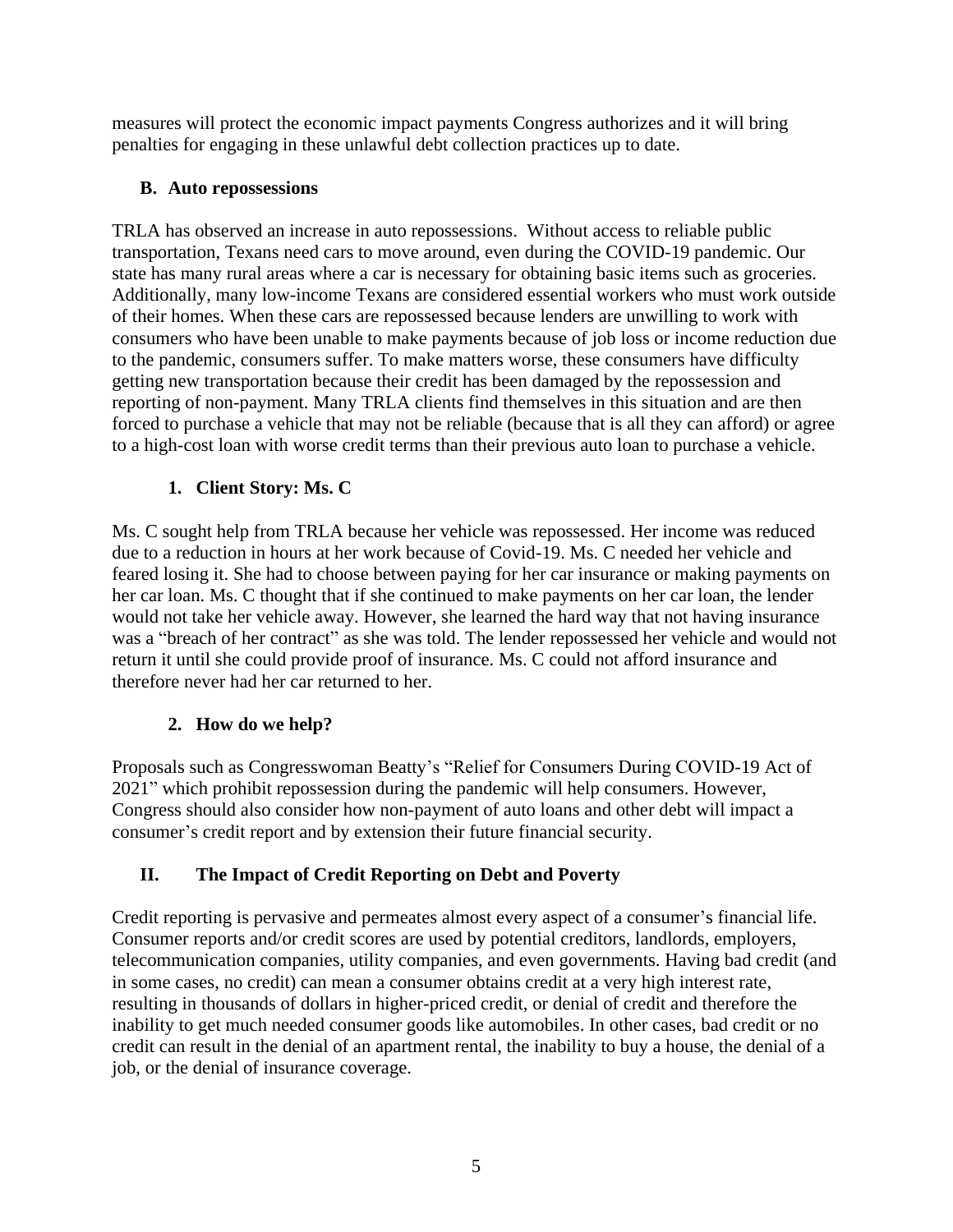measures will protect the economic impact payments Congress authorizes and it will bring penalties for engaging in these unlawful debt collection practices up to date.

### B. Auto repossessions

TRLA has observed an increase in auto repossessions. Without access to reliable public transportation, Texans need cars to move around, even during the COVID-19 pandemic. Our state has many rural areas where a car is necessary for obtaining basic items such as groceries. Additionally, many low-income Texans are considered essential workers who must work outside of their homes. When these cars are repossessed because lenders are unwilling to work with consumers who have been unable to make payments because of job loss or income reduction due to the pandemic, consumers suffer. To make matters worse, these consumers have difficulty getting new transportation because their credit has been damaged by the repossession and reporting of non-payment. Many TRLA clients find themselves in this situation and are then forced to purchase a vehicle that may not be reliable (because that is all they can afford) or agree to a high-cost loan with worse credit terms than their previous auto loan to purchase a vehicle.

#### 1. Client Story: Ms. C

Ms. C sought help from TRLA because her vehicle was repossessed. Her income was reduced due to a reduction in hours at her work because of Covid-19. Ms. C needed her vehicle and feared losing it. She had to choose between paying for her car insurance or making payments on her car loan. Ms. C thought that if she continued to make payments on her car loan, the lender would not take her vehicle away. However, she learned the hard way that not having insurance was a "breach of her contract" as she was told. The lender repossessed her vehicle and would not return it until she could provide proof of insurance. Ms. C could not afford insurance and therefore never had her car returned to her.

#### 2. How do we help?

Proposals such as Congresswoman Beatty's "Relief for Consumers During COVID-19 Act of 2021" which prohibit repossession during the pandemic will help consumers. However, Congress should also consider how non-payment of auto loans and other debt will impact a consumer's credit report and by extension their future financial security.

## II. The Impact of Credit Reporting on Debt and Poverty

Credit reporting is pervasive and permeates almost every aspect of a consumer's financial life. Consumer reports and/or credit scores are used by potential creditors, landlords, employers, telecommunication companies, utility companies, and even governments. Having bad credit (and in some cases, no credit) can mean a consumer obtains credit at a very high interest rate, resulting in thousands of dollars in higher-priced credit, or denial of credit and therefore the inability to get much needed consumer goods like automobiles. In other cases, bad credit or no credit can result in the denial of an apartment rental, the inability to buy a house, the denial of a job, or the denial of insurance coverage.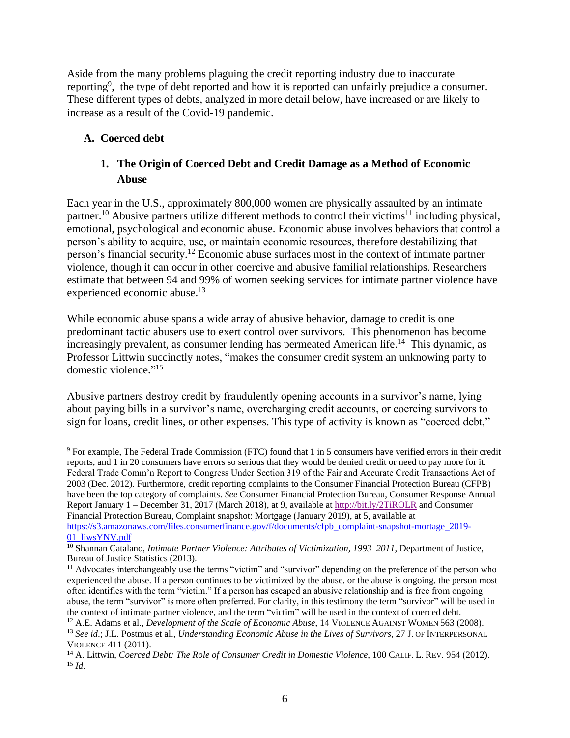Aside from the many problems plaguing the credit reporting industry due to inaccurate reporting[9], the type of debt reported and how it is reported can unfairly prejudice a consumer. These different types of debts, analyzed in more detail below, have increased or are likely to increase as a result of the Covid-19 pandemic.

### A. Coerced debt

#### 1. The Origin of Coerced Debt and Credit Damage as a Method of Economic Abuse

Each year in the U.S., approximately 800,000 women are physically assaulted by an intimate partner.[10] Abusive partners utilize different methods to control their victims[11] including physical, emotional, psychological and economic abuse. Economic abuse involves behaviors that control a person's ability to acquire, use, or maintain economic resources, therefore destabilizing that person's financial security.[12] Economic abuse surfaces most in the context of intimate partner violence, though it can occur in other coercive and abusive familial relationships. Researchers estimate that between 94 and 99% of women seeking services for intimate partner violence have experienced economic abuse.[13]

While economic abuse spans a wide array of abusive behavior, damage to credit is one predominant tactic abusers use to exert control over survivors. This phenomenon has become increasingly prevalent, as consumer lending has permeated American life.[14] This dynamic, as Professor Littwin succinctly notes, "makes the consumer credit system an unknowing party to domestic violence."[15]

Abusive partners destroy credit by fraudulently opening accounts in a survivor's name, lying about paying bills in a survivor's name, overcharging credit accounts, or coercing survivors to sign for loans, credit lines, or other expenses. This type of activity is known as "coerced debt,"

---

[9] For example, The Federal Trade Commission (FTC) found that 1 in 5 consumers have verified errors in their credit reports, and 1 in 20 consumers have errors so serious that they would be denied credit or need to pay more for it. Federal Trade Comm'n Report to Congress Under Section 319 of the Fair and Accurate Credit Transactions Act of 2003 (Dec. 2012). Furthermore, credit reporting complaints to the Consumer Financial Protection Bureau (CFPB) have been the top category of complaints. *See* Consumer Financial Protection Bureau, Consumer Response Annual Report January 1 – December 31, 2017 (March 2018), at 9, available at http://bit.ly/2TiROLR and Consumer Financial Protection Bureau, Complaint snapshot: Mortgage (January 2019), at 5, available at https://s3.amazonaws.com/files.consumerfinance.gov/f/documents/cfpb_complaint-snapshot-mortage_2019-01_liwsYNV.pdf

[10] Shannan Catalano, *Intimate Partner Violence: Attributes of Victimization, 1993–2011*, Department of Justice, Bureau of Justice Statistics (2013).

[11] Advocates interchangeably use the terms "victim" and "survivor" depending on the preference of the person who experienced the abuse. If a person continues to be victimized by the abuse, or the abuse is ongoing, the person most often identifies with the term "victim." If a person has escaped an abusive relationship and is free from ongoing abuse, the term "survivor" is more often preferred. For clarity, in this testimony the term "survivor" will be used in the context of intimate partner violence, and the term "victim" will be used in the context of coerced debt.

[12] A.E. Adams et al., *Development of the Scale of Economic Abuse*, 14 VIOLENCE AGAINST WOMEN 563 (2008).

[13] *See id*.; J.L. Postmus et al., *Understanding Economic Abuse in the Lives of Survivors*, 27 J. OF INTERPERSONAL VIOLENCE 411 (2011).

[14] A. Littwin, *Coerced Debt: The Role of Consumer Credit in Domestic Violence*, 100 CALIF. L. REV. 954 (2012).

[15] *Id*.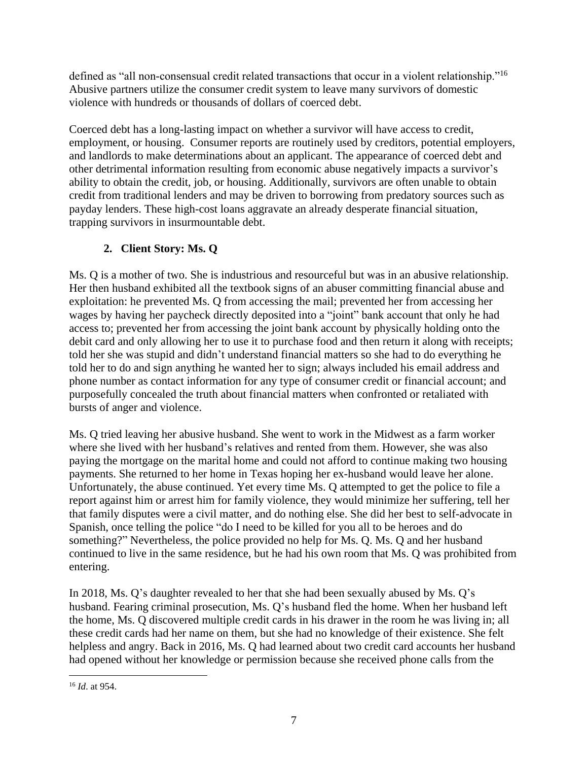defined as "all non-consensual credit related transactions that occur in a violent relationship."[16] Abusive partners utilize the consumer credit system to leave many survivors of domestic violence with hundreds or thousands of dollars of coerced debt.

Coerced debt has a long-lasting impact on whether a survivor will have access to credit, employment, or housing. Consumer reports are routinely used by creditors, potential employers, and landlords to make determinations about an applicant. The appearance of coerced debt and other detrimental information resulting from economic abuse negatively impacts a survivor's ability to obtain the credit, job, or housing. Additionally, survivors are often unable to obtain credit from traditional lenders and may be driven to borrowing from predatory sources such as payday lenders. These high-cost loans aggravate an already desperate financial situation, trapping survivors in insurmountable debt.

### 2. Client Story: Ms. Q

Ms. Q is a mother of two. She is industrious and resourceful but was in an abusive relationship. Her then husband exhibited all the textbook signs of an abuser committing financial abuse and exploitation: he prevented Ms. Q from accessing the mail; prevented her from accessing her wages by having her paycheck directly deposited into a "joint" bank account that only he had access to; prevented her from accessing the joint bank account by physically holding onto the debit card and only allowing her to use it to purchase food and then return it along with receipts; told her she was stupid and didn't understand financial matters so she had to do everything he told her to do and sign anything he wanted her to sign; always included his email address and phone number as contact information for any type of consumer credit or financial account; and purposefully concealed the truth about financial matters when confronted or retaliated with bursts of anger and violence.

Ms. Q tried leaving her abusive husband. She went to work in the Midwest as a farm worker where she lived with her husband's relatives and rented from them. However, she was also paying the mortgage on the marital home and could not afford to continue making two housing payments. She returned to her home in Texas hoping her ex-husband would leave her alone. Unfortunately, the abuse continued. Yet every time Ms. Q attempted to get the police to file a report against him or arrest him for family violence, they would minimize her suffering, tell her that family disputes were a civil matter, and do nothing else. She did her best to self-advocate in Spanish, once telling the police "do I need to be killed for you all to be heroes and do something?" Nevertheless, the police provided no help for Ms. Q. Ms. Q and her husband continued to live in the same residence, but he had his own room that Ms. Q was prohibited from entering.

In 2018, Ms. Q's daughter revealed to her that she had been sexually abused by Ms. Q's husband. Fearing criminal prosecution, Ms. Q's husband fled the home. When her husband left the home, Ms. Q discovered multiple credit cards in his drawer in the room he was living in; all these credit cards had her name on them, but she had no knowledge of their existence. She felt helpless and angry. Back in 2016, Ms. Q had learned about two credit card accounts her husband had opened without her knowledge or permission because she received phone calls from the

[16] *Id*. at 954.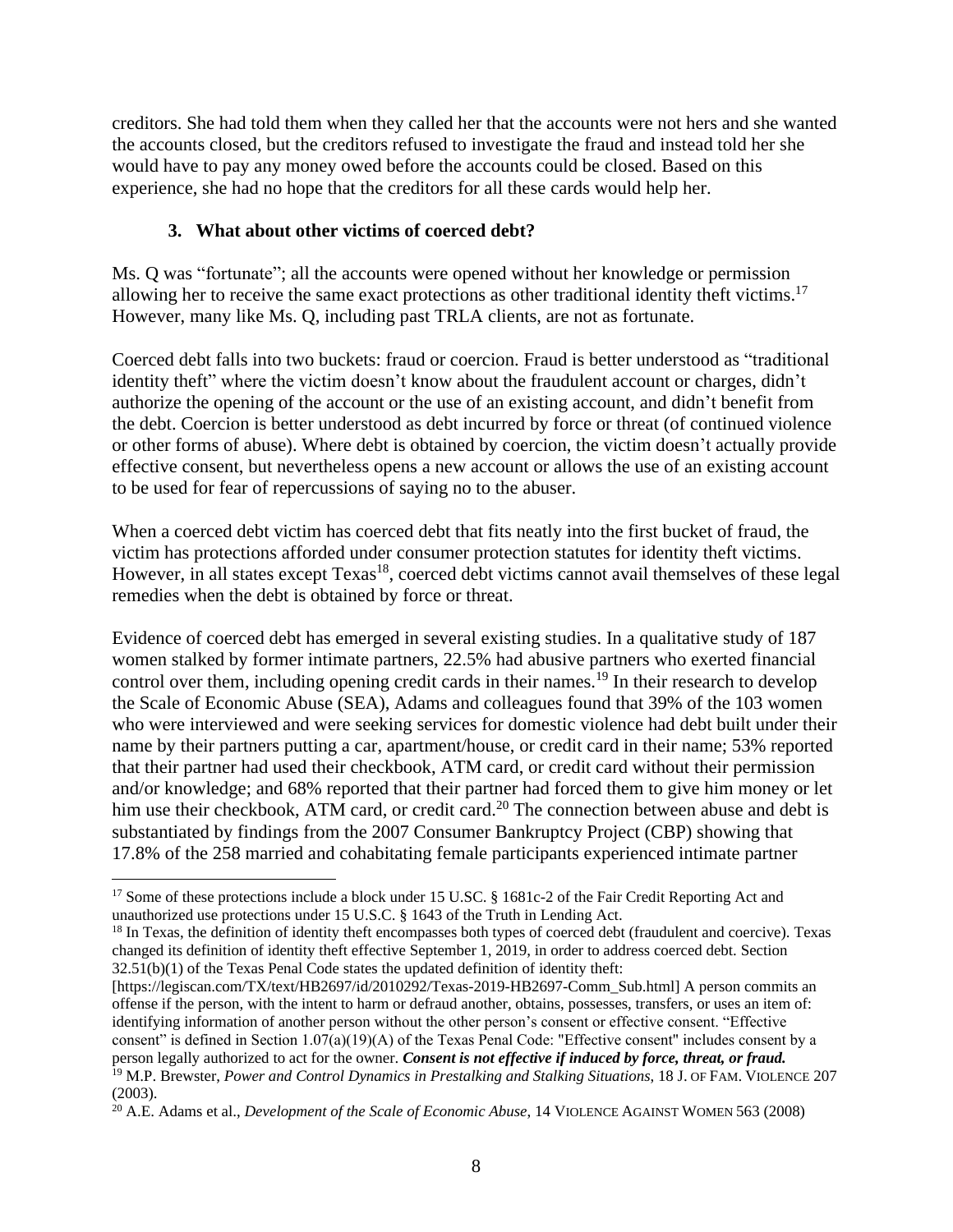creditors. She had told them when they called her that the accounts were not hers and she wanted the accounts closed, but the creditors refused to investigate the fraud and instead told her she would have to pay any money owed before the accounts could be closed. Based on this experience, she had no hope that the creditors for all these cards would help her.

### 3. What about other victims of coerced debt?

Ms. Q was "fortunate"; all the accounts were opened without her knowledge or permission allowing her to receive the same exact protections as other traditional identity theft victims.[17] However, many like Ms. Q, including past TRLA clients, are not as fortunate.

Coerced debt falls into two buckets: fraud or coercion. Fraud is better understood as "traditional identity theft" where the victim doesn't know about the fraudulent account or charges, didn't authorize the opening of the account or the use of an existing account, and didn't benefit from the debt. Coercion is better understood as debt incurred by force or threat (of continued violence or other forms of abuse). Where debt is obtained by coercion, the victim doesn't actually provide effective consent, but nevertheless opens a new account or allows the use of an existing account to be used for fear of repercussions of saying no to the abuser.

When a coerced debt victim has coerced debt that fits neatly into the first bucket of fraud, the victim has protections afforded under consumer protection statutes for identity theft victims. However, in all states except Texas[18], coerced debt victims cannot avail themselves of these legal remedies when the debt is obtained by force or threat.

Evidence of coerced debt has emerged in several existing studies. In a qualitative study of 187 women stalked by former intimate partners, 22.5% had abusive partners who exerted financial control over them, including opening credit cards in their names.[19] In their research to develop the Scale of Economic Abuse (SEA), Adams and colleagues found that 39% of the 103 women who were interviewed and were seeking services for domestic violence had debt built under their name by their partners putting a car, apartment/house, or credit card in their name; 53% reported that their partner had used their checkbook, ATM card, or credit card without their permission and/or knowledge; and 68% reported that their partner had forced them to give him money or let him use their checkbook, ATM card, or credit card.[20] The connection between abuse and debt is substantiated by findings from the 2007 Consumer Bankruptcy Project (CBP) showing that 17.8% of the 258 married and cohabitating female participants experienced intimate partner

---

[17] Some of these protections include a block under 15 U.S.C. § 1681c-2 of the Fair Credit Reporting Act and unauthorized use protections under 15 U.S.C. § 1643 of the Truth in Lending Act.

[18] In Texas, the definition of identity theft encompasses both types of coerced debt (fraudulent and coercive). Texas changed its definition of identity theft effective September 1, 2019, in order to address coerced debt. Section 32.51(b)(1) of the Texas Penal Code states the updated definition of identity theft: [https://legiscan.com/TX/text/HB2697/id/2010292/Texas-2019-HB2697-Comm_Sub.html] A person commits an offense if the person, with the intent to harm or defraud another, obtains, possesses, transfers, or uses an item of: identifying information of another person without the other person's consent or effective consent. "Effective consent" is defined in Section 1.07(a)(19)(A) of the Texas Penal Code: "Effective consent" includes consent by a person legally authorized to act for the owner. ***Consent is not effective if induced by force, threat, or fraud.***

[19] M.P. Brewster, *Power and Control Dynamics in Prestalking and Stalking Situations*, 18 J. OF FAM. VIOLENCE 207 (2003).

[20] A.E. Adams et al., *Development of the Scale of Economic Abuse*, 14 VIOLENCE AGAINST WOMEN 563 (2008)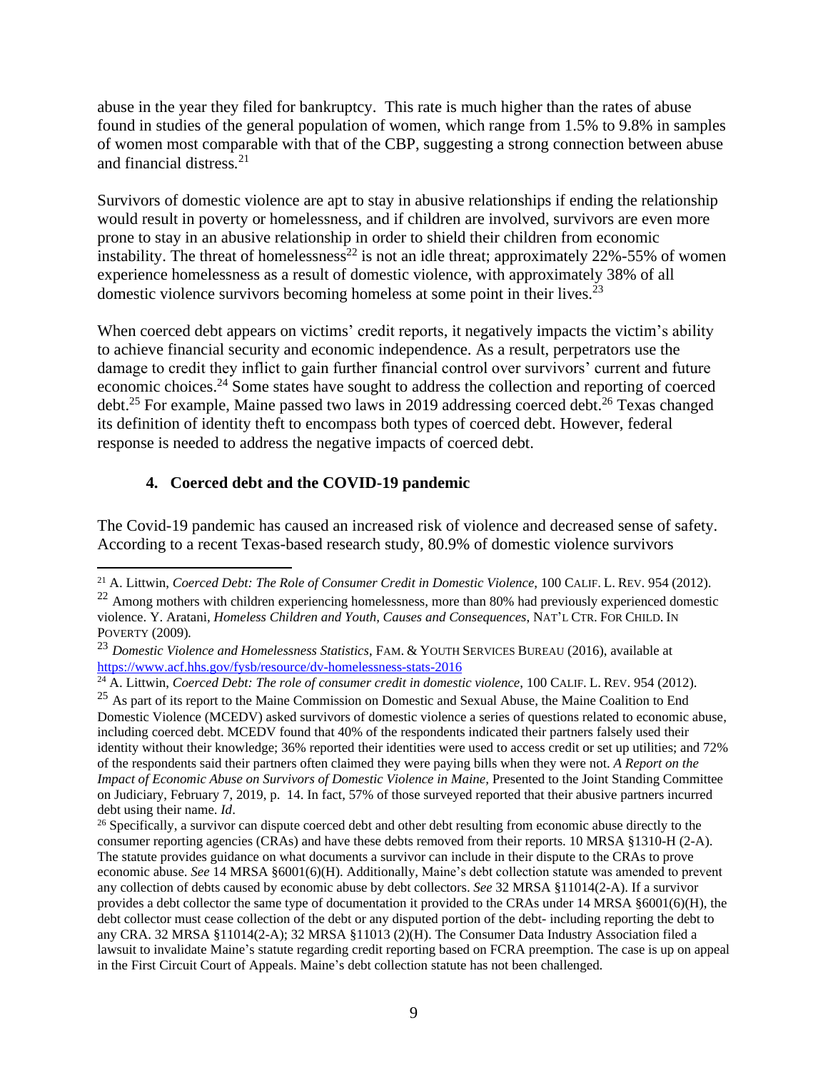abuse in the year they filed for bankruptcy. This rate is much higher than the rates of abuse found in studies of the general population of women, which range from 1.5% to 9.8% in samples of women most comparable with that of the CBP, suggesting a strong connection between abuse and financial distress.[21]

Survivors of domestic violence are apt to stay in abusive relationships if ending the relationship would result in poverty or homelessness, and if children are involved, survivors are even more prone to stay in an abusive relationship in order to shield their children from economic instability. The threat of homelessness[22] is not an idle threat; approximately 22%-55% of women experience homelessness as a result of domestic violence, with approximately 38% of all domestic violence survivors becoming homeless at some point in their lives.[23]

When coerced debt appears on victims' credit reports, it negatively impacts the victim's ability to achieve financial security and economic independence. As a result, perpetrators use the damage to credit they inflict to gain further financial control over survivors' current and future economic choices.[24] Some states have sought to address the collection and reporting of coerced debt.[25] For example, Maine passed two laws in 2019 addressing coerced debt.[26] Texas changed its definition of identity theft to encompass both types of coerced debt. However, federal response is needed to address the negative impacts of coerced debt.

### 4. Coerced debt and the COVID-19 pandemic

The Covid-19 pandemic has caused an increased risk of violence and decreased sense of safety. According to a recent Texas-based research study, 80.9% of domestic violence survivors

---

[21] A. Littwin, *Coerced Debt: The Role of Consumer Credit in Domestic Violence*, 100 CALIF. L. REV. 954 (2012).

[22] Among mothers with children experiencing homelessness, more than 80% had previously experienced domestic violence. Y. Aratani, *Homeless Children and Youth, Causes and Consequences*, NAT'L CTR. FOR CHILD. IN POVERTY (2009).

[23] *Domestic Violence and Homelessness Statistics*, FAM. & YOUTH SERVICES BUREAU (2016), available at https://www.acf.hhs.gov/fysb/resource/dv-homelessness-stats-2016

[24] A. Littwin, *Coerced Debt: The role of consumer credit in domestic violence*, 100 CALIF. L. REV. 954 (2012).

[25] As part of its report to the Maine Commission on Domestic and Sexual Abuse, the Maine Coalition to End Domestic Violence (MCEDV) asked survivors of domestic violence a series of questions related to economic abuse, including coerced debt. MCEDV found that 40% of the respondents indicated their partners falsely used their identity without their knowledge; 36% reported their identities were used to access credit or set up utilities; and 72% of the respondents said their partners often claimed they were paying bills when they were not. *A Report on the Impact of Economic Abuse on Survivors of Domestic Violence in Maine,* Presented to the Joint Standing Committee on Judiciary, February 7, 2019, p. 14. In fact, 57% of those surveyed reported that their abusive partners incurred debt using their name. *Id*.

[26] Specifically, a survivor can dispute coerced debt and other debt resulting from economic abuse directly to the consumer reporting agencies (CRAs) and have these debts removed from their reports. 10 MRSA §1310-H (2-A). The statute provides guidance on what documents a survivor can include in their dispute to the CRAs to prove economic abuse. *See* 14 MRSA §6001(6)(H). Additionally, Maine's debt collection statute was amended to prevent any collection of debts caused by economic abuse by debt collectors. *See* 32 MRSA §11014(2-A). If a survivor provides a debt collector the same type of documentation it provided to the CRAs under 14 MRSA §6001(6)(H), the debt collector must cease collection of the debt or any disputed portion of the debt- including reporting the debt to any CRA. 32 MRSA §11014(2-A); 32 MRSA §11013 (2)(H). The Consumer Data Industry Association filed a lawsuit to invalidate Maine's statute regarding credit reporting based on FCRA preemption. The case is up on appeal in the First Circuit Court of Appeals. Maine's debt collection statute has not been challenged.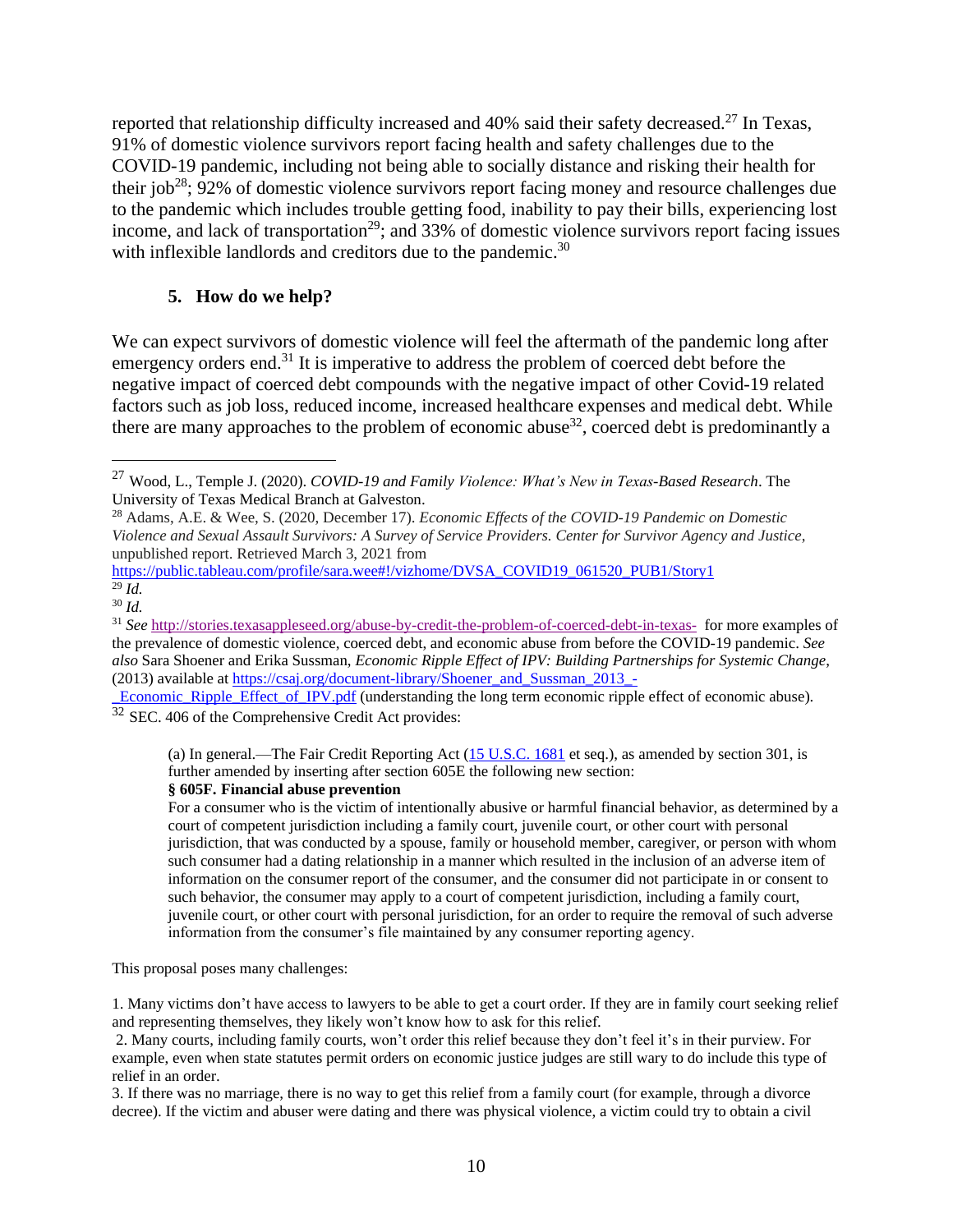reported that relationship difficulty increased and 40% said their safety decreased.[27] In Texas, 91% of domestic violence survivors report facing health and safety challenges due to the COVID-19 pandemic, including not being able to socially distance and risking their health for their job[28]; 92% of domestic violence survivors report facing money and resource challenges due to the pandemic which includes trouble getting food, inability to pay their bills, experiencing lost income, and lack of transportation[29]; and 33% of domestic violence survivors report facing issues with inflexible landlords and creditors due to the pandemic.[30]

### 5. How do we help?

We can expect survivors of domestic violence will feel the aftermath of the pandemic long after emergency orders end.[31] It is imperative to address the problem of coerced debt before the negative impact of coerced debt compounds with the negative impact of other Covid-19 related factors such as job loss, reduced income, increased healthcare expenses and medical debt. While there are many approaches to the problem of economic abuse[32], coerced debt is predominantly a

---

[27] Wood, L., Temple J. (2020). *COVID-19 and Family Violence: What's New in Texas-Based Research*. The University of Texas Medical Branch at Galveston.

[28] Adams, A.E. & Wee, S. (2020, December 17). *Economic Effects of the COVID-19 Pandemic on Domestic Violence and Sexual Assault Survivors: A Survey of Service Providers. Center for Survivor Agency and Justice*, unpublished report. Retrieved March 3, 2021 from https://public.tableau.com/profile/sara.wee#!/vizhome/DVSA_COVID19_061520_PUB1/Story1

[29] *Id.*

[30] *Id.*

[31] *See* http://stories.texasappleseed.org/abuse-by-credit-the-problem-of-coerced-debt-in-texas- for more examples of the prevalence of domestic violence, coerced debt, and economic abuse from before the COVID-19 pandemic. *See also* Sara Shoener and Erika Sussman, *Economic Ripple Effect of IPV: Building Partnerships for Systemic Change*, (2013) available at https://csaj.org/document-library/Shoener_and_Sussman_2013_-_Economic_Ripple_Effect_of_IPV.pdf (understanding the long term economic ripple effect of economic abuse).

[32] SEC. 406 of the Comprehensive Credit Act provides:

> (a) In general.—The Fair Credit Reporting Act (15 U.S.C. 1681 et seq.), as amended by section 301, is further amended by inserting after section 605E the following new section:
>
> **§ 605F. Financial abuse prevention**
>
> For a consumer who is the victim of intentionally abusive or harmful financial behavior, as determined by a court of competent jurisdiction including a family court, juvenile court, or other court with personal jurisdiction, that was conducted by a spouse, family or household member, caregiver, or person with whom such consumer had a dating relationship in a manner which resulted in the inclusion of an adverse item of information on the consumer report of the consumer, and the consumer did not participate in or consent to such behavior, the consumer may apply to a court of competent jurisdiction, including a family court, juvenile court, or other court with personal jurisdiction, for an order to require the removal of such adverse information from the consumer's file maintained by any consumer reporting agency.

This proposal poses many challenges:

1. Many victims don't have access to lawyers to be able to get a court order. If they are in family court seeking relief and representing themselves, they likely won't know how to ask for this relief.

2. Many courts, including family courts, won't order this relief because they don't feel it's in their purview. For example, even when state statutes permit orders on economic justice judges are still wary to do include this type of relief in an order.

3. If there was no marriage, there is no way to get this relief from a family court (for example, through a divorce decree). If the victim and abuser were dating and there was physical violence, a victim could try to obtain a civil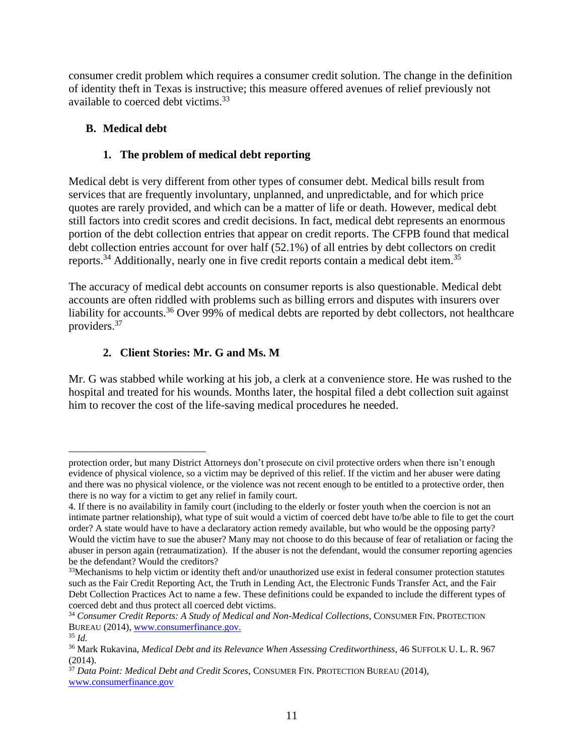consumer credit problem which requires a consumer credit solution. The change in the definition of identity theft in Texas is instructive; this measure offered avenues of relief previously not available to coerced debt victims.[33]

### B. Medical debt

#### 1. The problem of medical debt reporting

Medical debt is very different from other types of consumer debt. Medical bills result from services that are frequently involuntary, unplanned, and unpredictable, and for which price quotes are rarely provided, and which can be a matter of life or death. However, medical debt still factors into credit scores and credit decisions. In fact, medical debt represents an enormous portion of the debt collection entries that appear on credit reports. The CFPB found that medical debt collection entries account for over half (52.1%) of all entries by debt collectors on credit reports.[34] Additionally, nearly one in five credit reports contain a medical debt item.[35]

The accuracy of medical debt accounts on consumer reports is also questionable. Medical debt accounts are often riddled with problems such as billing errors and disputes with insurers over liability for accounts.[36] Over 99% of medical debts are reported by debt collectors, not healthcare providers.[37]

#### 2. Client Stories: Mr. G and Ms. M

Mr. G was stabbed while working at his job, a clerk at a convenience store. He was rushed to the hospital and treated for his wounds. Months later, the hospital filed a debt collection suit against him to recover the cost of the life-saving medical procedures he needed.

---

protection order, but many District Attorneys don't prosecute on civil protective orders when there isn't enough evidence of physical violence, so a victim may be deprived of this relief. If the victim and her abuser were dating and there was no physical violence, or the violence was not recent enough to be entitled to a protective order, then there is no way for a victim to get any relief in family court.

4. If there is no availability in family court (including to the elderly or foster youth when the coercion is not an intimate partner relationship), what type of suit would a victim of coerced debt have to/be able to file to get the court order? A state would have to have a declaratory action remedy available, but who would be the opposing party? Would the victim have to sue the abuser? Many may not choose to do this because of fear of retaliation or facing the abuser in person again (retraumatization). If the abuser is not the defendant, would the consumer reporting agencies be the defendant? Would the creditors?

[33] Mechanisms to help victim or identity theft and/or unauthorized use exist in federal consumer protection statutes such as the Fair Credit Reporting Act, the Truth in Lending Act, the Electronic Funds Transfer Act, and the Fair Debt Collection Practices Act to name a few. These definitions could be expanded to include the different types of coerced debt and thus protect all coerced debt victims.

[34] *Consumer Credit Reports: A Study of Medical and Non-Medical Collections*, CONSUMER FIN. PROTECTION BUREAU (2014), www.consumerfinance.gov.

[35] *Id.*

[36] Mark Rukavina, *Medical Debt and its Relevance When Assessing Creditworthiness*, 46 SUFFOLK U. L. R. 967 (2014).

[37] *Data Point: Medical Debt and Credit Scores*, CONSUMER FIN. PROTECTION BUREAU (2014), www.consumerfinance.gov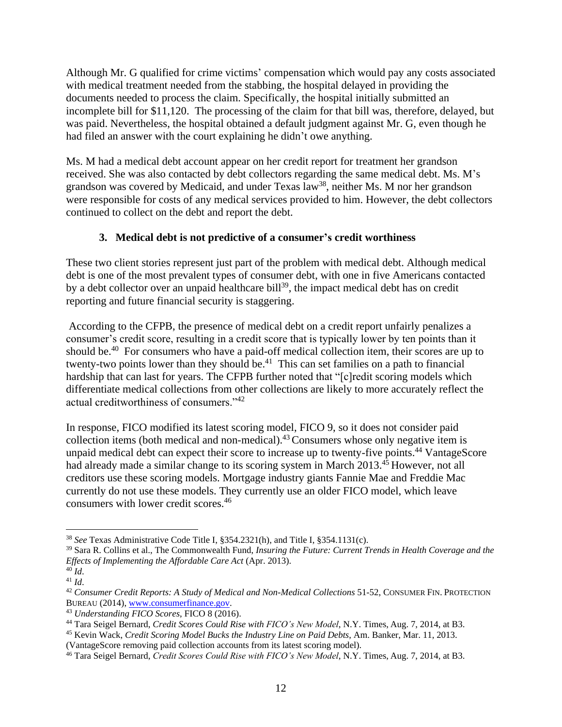Although Mr. G qualified for crime victims' compensation which would pay any costs associated with medical treatment needed from the stabbing, the hospital delayed in providing the documents needed to process the claim. Specifically, the hospital initially submitted an incomplete bill for $11,120. The processing of the claim for that bill was, therefore, delayed, but was paid. Nevertheless, the hospital obtained a default judgment against Mr. G, even though he had filed an answer with the court explaining he didn't owe anything.

Ms. M had a medical debt account appear on her credit report for treatment her grandson received. She was also contacted by debt collectors regarding the same medical debt. Ms. M's grandson was covered by Medicaid, and under Texas law[38], neither Ms. M nor her grandson were responsible for costs of any medical services provided to him. However, the debt collectors continued to collect on the debt and report the debt.

### 3. Medical debt is not predictive of a consumer's credit worthiness

These two client stories represent just part of the problem with medical debt. Although medical debt is one of the most prevalent types of consumer debt, with one in five Americans contacted by a debt collector over an unpaid healthcare bill[39], the impact medical debt has on credit reporting and future financial security is staggering.

According to the CFPB, the presence of medical debt on a credit report unfairly penalizes a consumer's credit score, resulting in a credit score that is typically lower by ten points than it should be.[40] For consumers who have a paid-off medical collection item, their scores are up to twenty-two points lower than they should be.[41] This can set families on a path to financial hardship that can last for years. The CFPB further noted that "[c]redit scoring models which differentiate medical collections from other collections are likely to more accurately reflect the actual creditworthiness of consumers."[42]

In response, FICO modified its latest scoring model, FICO 9, so it does not consider paid collection items (both medical and non-medical).[43] Consumers whose only negative item is unpaid medical debt can expect their score to increase up to twenty-five points.[44] VantageScore had already made a similar change to its scoring system in March 2013.[45] However, not all creditors use these scoring models. Mortgage industry giants Fannie Mae and Freddie Mac currently do not use these models. They currently use an older FICO model, which leave consumers with lower credit scores.[46]

---

[38] *See* Texas Administrative Code Title I, §354.2321(h), and Title I, §354.1131(c).

[39] Sara R. Collins et al., The Commonwealth Fund, *Insuring the Future: Current Trends in Health Coverage and the Effects of Implementing the Affordable Care Act* (Apr. 2013).

[40] *Id*.

[41] *Id*.

[42] *Consumer Credit Reports: A Study of Medical and Non-Medical Collections* 51-52, CONSUMER FIN. PROTECTION BUREAU (2014), www.consumerfinance.gov.

[43] *Understanding FICO Scores*, FICO 8 (2016).

[44] Tara Seigel Bernard, *Credit Scores Could Rise with FICO's New Model*, N.Y. Times, Aug. 7, 2014, at B3.

[45] Kevin Wack, *Credit Scoring Model Bucks the Industry Line on Paid Debts*, Am. Banker, Mar. 11, 2013. (VantageScore removing paid collection accounts from its latest scoring model).

[46] Tara Seigel Bernard, *Credit Scores Could Rise with FICO's New Model*, N.Y. Times, Aug. 7, 2014, at B3.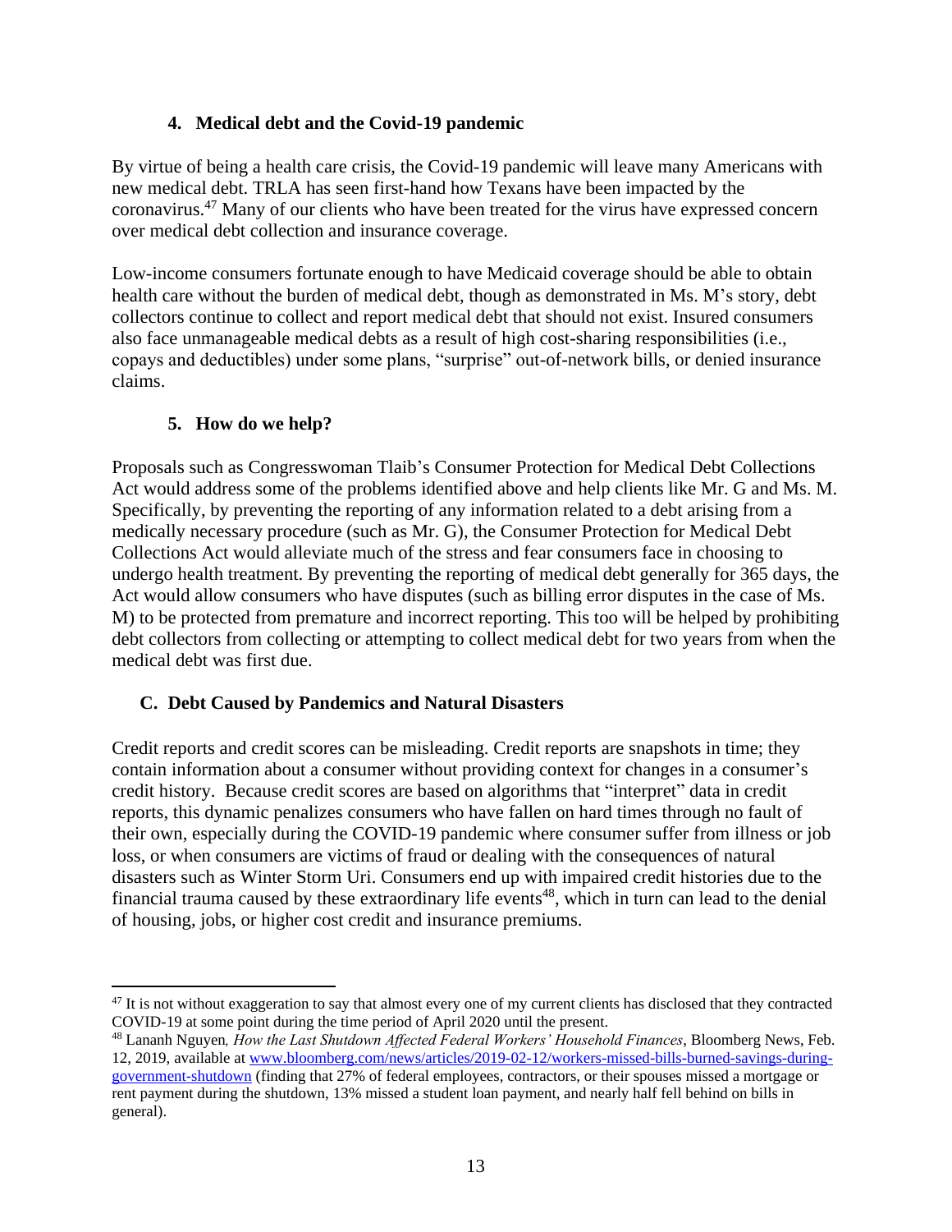### 4. Medical debt and the Covid-19 pandemic

By virtue of being a health care crisis, the Covid-19 pandemic will leave many Americans with new medical debt. TRLA has seen first-hand how Texans have been impacted by the coronavirus.[47] Many of our clients who have been treated for the virus have expressed concern over medical debt collection and insurance coverage.

Low-income consumers fortunate enough to have Medicaid coverage should be able to obtain health care without the burden of medical debt, though as demonstrated in Ms. M's story, debt collectors continue to collect and report medical debt that should not exist. Insured consumers also face unmanageable medical debts as a result of high cost-sharing responsibilities (i.e., copays and deductibles) under some plans, "surprise" out-of-network bills, or denied insurance claims.

### 5. How do we help?

Proposals such as Congresswoman Tlaib's Consumer Protection for Medical Debt Collections Act would address some of the problems identified above and help clients like Mr. G and Ms. M. Specifically, by preventing the reporting of any information related to a debt arising from a medically necessary procedure (such as Mr. G), the Consumer Protection for Medical Debt Collections Act would alleviate much of the stress and fear consumers face in choosing to undergo health treatment. By preventing the reporting of medical debt generally for 365 days, the Act would allow consumers who have disputes (such as billing error disputes in the case of Ms. M) to be protected from premature and incorrect reporting. This too will be helped by prohibiting debt collectors from collecting or attempting to collect medical debt for two years from when the medical debt was first due.

## C. Debt Caused by Pandemics and Natural Disasters

Credit reports and credit scores can be misleading. Credit reports are snapshots in time; they contain information about a consumer without providing context for changes in a consumer's credit history. Because credit scores are based on algorithms that "interpret" data in credit reports, this dynamic penalizes consumers who have fallen on hard times through no fault of their own, especially during the COVID-19 pandemic where consumer suffer from illness or job loss, or when consumers are victims of fraud or dealing with the consequences of natural disasters such as Winter Storm Uri. Consumers end up with impaired credit histories due to the financial trauma caused by these extraordinary life events[48], which in turn can lead to the denial of housing, jobs, or higher cost credit and insurance premiums.

---

[47] It is not without exaggeration to say that almost every one of my current clients has disclosed that they contracted COVID-19 at some point during the time period of April 2020 until the present.

[48] Lananh Nguyen, *How the Last Shutdown Affected Federal Workers' Household Finances*, Bloomberg News, Feb. 12, 2019, available at www.bloomberg.com/news/articles/2019-02-12/workers-missed-bills-burned-savings-during-government-shutdown (finding that 27% of federal employees, contractors, or their spouses missed a mortgage or rent payment during the shutdown, 13% missed a student loan payment, and nearly half fell behind on bills in general).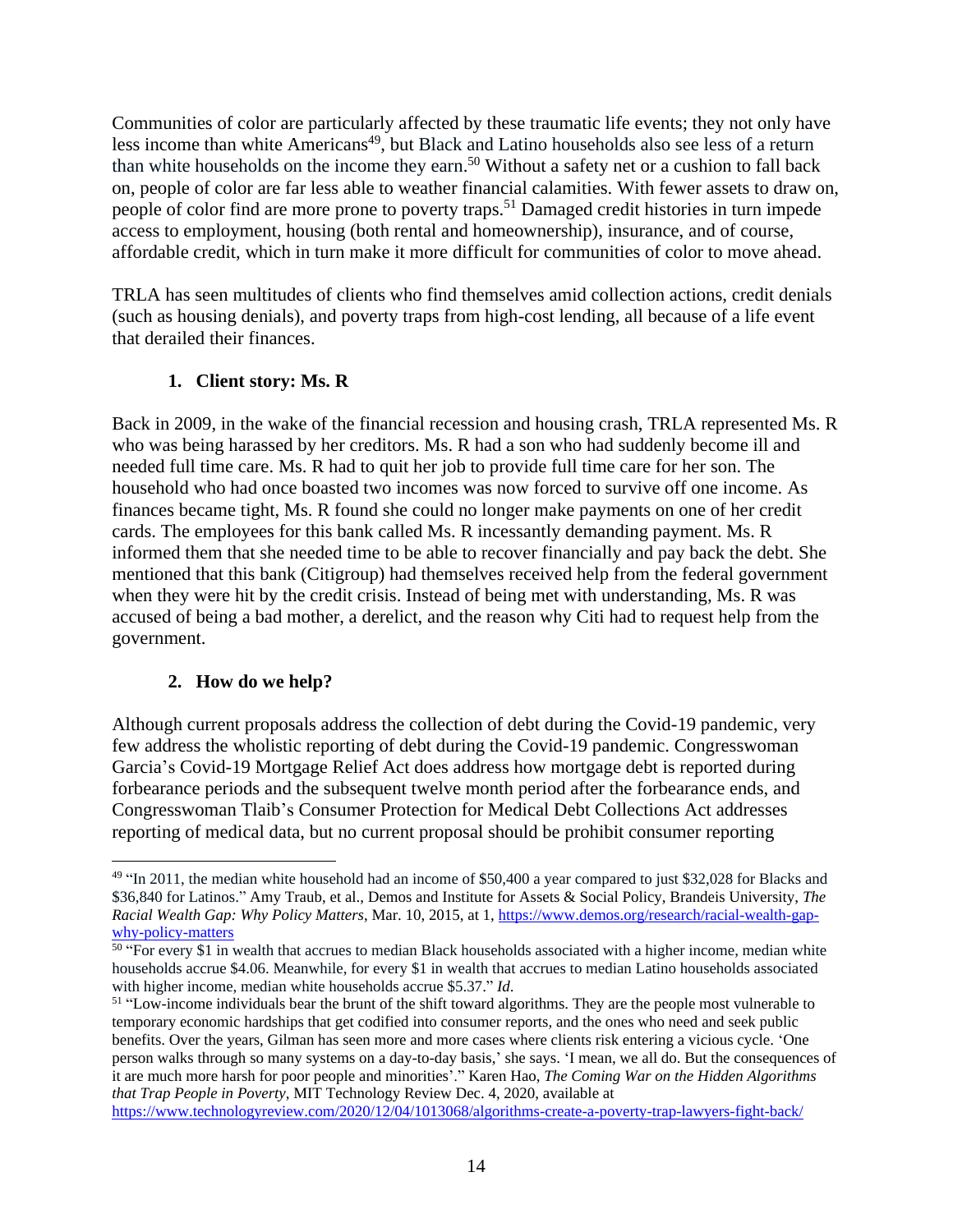Communities of color are particularly affected by these traumatic life events; they not only have less income than white Americans[49], but Black and Latino households also see less of a return than white households on the income they earn.[50] Without a safety net or a cushion to fall back on, people of color are far less able to weather financial calamities. With fewer assets to draw on, people of color find are more prone to poverty traps.[51] Damaged credit histories in turn impede access to employment, housing (both rental and homeownership), insurance, and of course, affordable credit, which in turn make it more difficult for communities of color to move ahead.

TRLA has seen multitudes of clients who find themselves amid collection actions, credit denials (such as housing denials), and poverty traps from high-cost lending, all because of a life event that derailed their finances.

### 1. Client story: Ms. R

Back in 2009, in the wake of the financial recession and housing crash, TRLA represented Ms. R who was being harassed by her creditors. Ms. R had a son who had suddenly become ill and needed full time care. Ms. R had to quit her job to provide full time care for her son. The household who had once boasted two incomes was now forced to survive off one income. As finances became tight, Ms. R found she could no longer make payments on one of her credit cards. The employees for this bank called Ms. R incessantly demanding payment. Ms. R informed them that she needed time to be able to recover financially and pay back the debt. She mentioned that this bank (Citigroup) had themselves received help from the federal government when they were hit by the credit crisis. Instead of being met with understanding, Ms. R was accused of being a bad mother, a derelict, and the reason why Citi had to request help from the government.

### 2. How do we help?

Although current proposals address the collection of debt during the Covid-19 pandemic, very few address the wholistic reporting of debt during the Covid-19 pandemic. Congresswoman Garcia's Covid-19 Mortgage Relief Act does address how mortgage debt is reported during forbearance periods and the subsequent twelve month period after the forbearance ends, and Congresswoman Tlaib's Consumer Protection for Medical Debt Collections Act addresses reporting of medical data, but no current proposal should be prohibit consumer reporting

---

[49] "In 2011, the median white household had an income of $50,400 a year compared to just $32,028 for Blacks and $36,840 for Latinos." Amy Traub, et al., Demos and Institute for Assets & Social Policy, Brandeis University, *The Racial Wealth Gap: Why Policy Matters*, Mar. 10, 2015, at 1, https://www.demos.org/research/racial-wealth-gap-why-policy-matters

[50] "For every $1 in wealth that accrues to median Black households associated with a higher income, median white households accrue $4.06. Meanwhile, for every $1 in wealth that accrues to median Latino households associated with higher income, median white households accrue $5.37." *Id*.

[51] "Low-income individuals bear the brunt of the shift toward algorithms. They are the people most vulnerable to temporary economic hardships that get codified into consumer reports, and the ones who need and seek public benefits. Over the years, Gilman has seen more and more cases where clients risk entering a vicious cycle. 'One person walks through so many systems on a day-to-day basis,' she says. 'I mean, we all do. But the consequences of it are much more harsh for poor people and minorities'." Karen Hao, *The Coming War on the Hidden Algorithms that Trap People in Poverty*, MIT Technology Review Dec. 4, 2020, available at https://www.technologyreview.com/2020/12/04/1013068/algorithms-create-a-poverty-trap-lawyers-fight-back/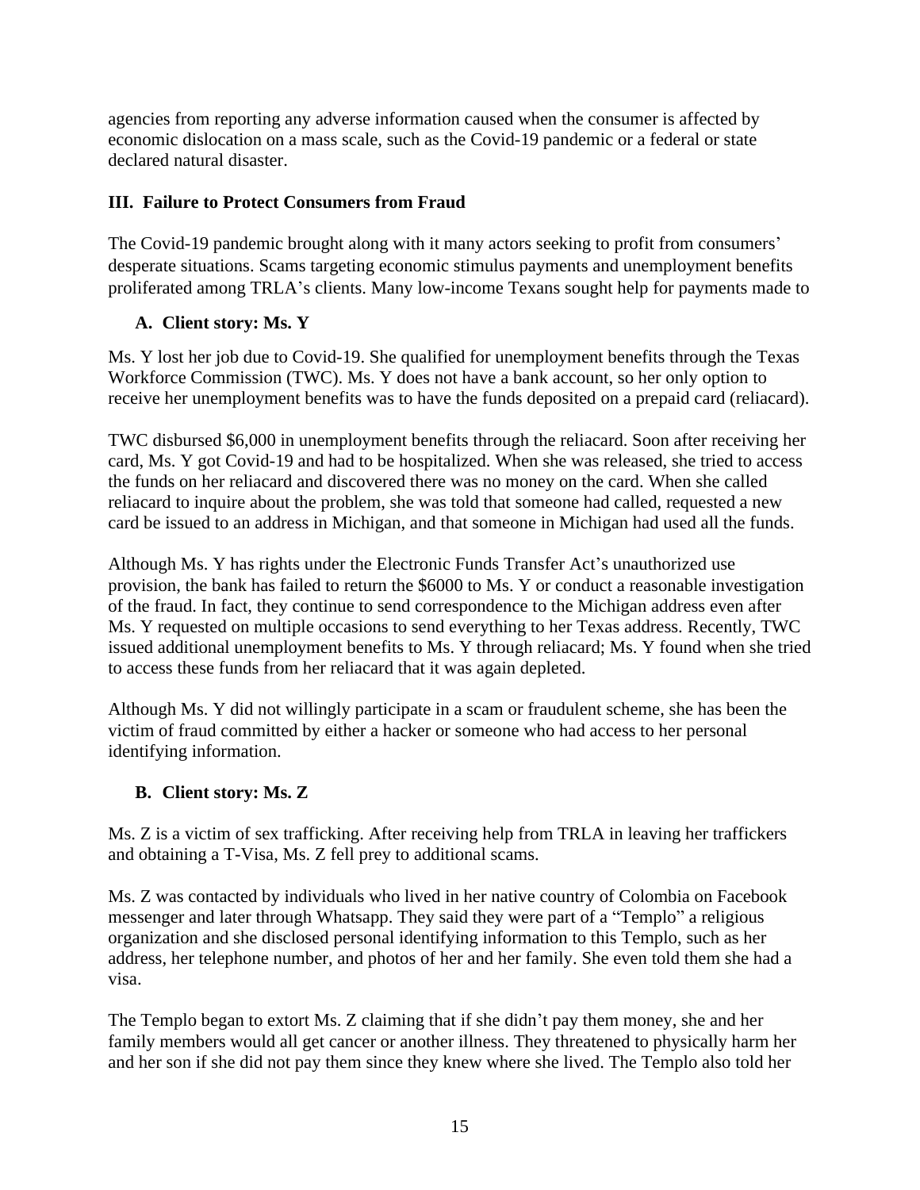agencies from reporting any adverse information caused when the consumer is affected by economic dislocation on a mass scale, such as the Covid-19 pandemic or a federal or state declared natural disaster.

## III. Failure to Protect Consumers from Fraud

The Covid-19 pandemic brought along with it many actors seeking to profit from consumers' desperate situations. Scams targeting economic stimulus payments and unemployment benefits proliferated among TRLA's clients. Many low-income Texans sought help for payments made to

### A. Client story: Ms. Y

Ms. Y lost her job due to Covid-19. She qualified for unemployment benefits through the Texas Workforce Commission (TWC). Ms. Y does not have a bank account, so her only option to receive her unemployment benefits was to have the funds deposited on a prepaid card (reliacard).

TWC disbursed $6,000 in unemployment benefits through the reliacard. Soon after receiving her card, Ms. Y got Covid-19 and had to be hospitalized. When she was released, she tried to access the funds on her reliacard and discovered there was no money on the card. When she called reliacard to inquire about the problem, she was told that someone had called, requested a new card be issued to an address in Michigan, and that someone in Michigan had used all the funds.

Although Ms. Y has rights under the Electronic Funds Transfer Act's unauthorized use provision, the bank has failed to return the $6000 to Ms. Y or conduct a reasonable investigation of the fraud. In fact, they continue to send correspondence to the Michigan address even after Ms. Y requested on multiple occasions to send everything to her Texas address. Recently, TWC issued additional unemployment benefits to Ms. Y through reliacard; Ms. Y found when she tried to access these funds from her reliacard that it was again depleted.

Although Ms. Y did not willingly participate in a scam or fraudulent scheme, she has been the victim of fraud committed by either a hacker or someone who had access to her personal identifying information.

### B. Client story: Ms. Z

Ms. Z is a victim of sex trafficking. After receiving help from TRLA in leaving her traffickers and obtaining a T-Visa, Ms. Z fell prey to additional scams.

Ms. Z was contacted by individuals who lived in her native country of Colombia on Facebook messenger and later through Whatsapp. They said they were part of a "Templo" a religious organization and she disclosed personal identifying information to this Templo, such as her address, her telephone number, and photos of her and her family. She even told them she had a visa.

The Templo began to extort Ms. Z claiming that if she didn't pay them money, she and her family members would all get cancer or another illness. They threatened to physically harm her and her son if she did not pay them since they knew where she lived. The Templo also told her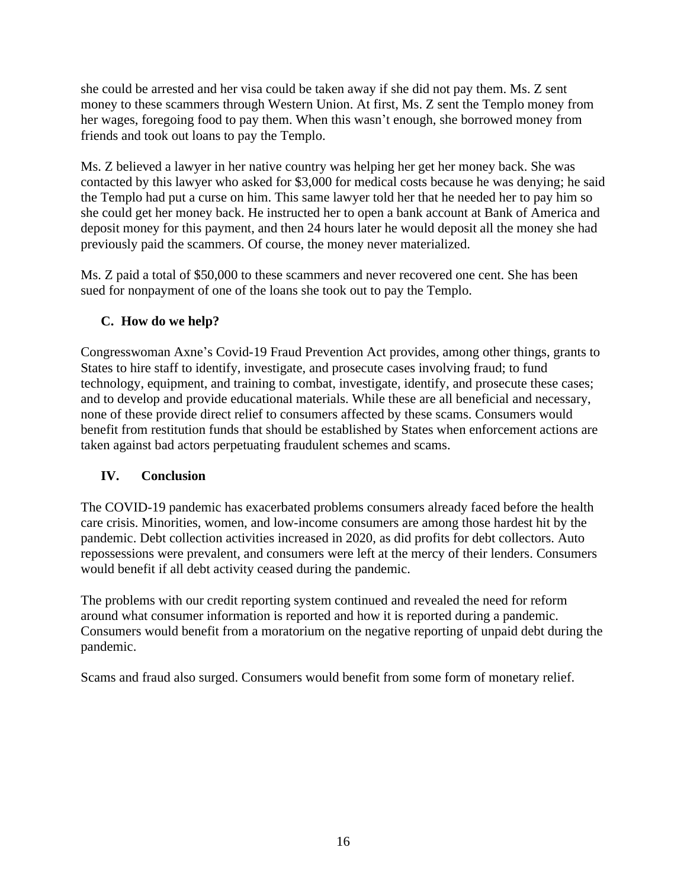she could be arrested and her visa could be taken away if she did not pay them. Ms. Z sent money to these scammers through Western Union. At first, Ms. Z sent the Templo money from her wages, foregoing food to pay them. When this wasn't enough, she borrowed money from friends and took out loans to pay the Templo.

Ms. Z believed a lawyer in her native country was helping her get her money back. She was contacted by this lawyer who asked for $3,000 for medical costs because he was denying; he said the Templo had put a curse on him. This same lawyer told her that he needed her to pay him so she could get her money back. He instructed her to open a bank account at Bank of America and deposit money for this payment, and then 24 hours later he would deposit all the money she had previously paid the scammers. Of course, the money never materialized.

Ms. Z paid a total of $50,000 to these scammers and never recovered one cent. She has been sued for nonpayment of one of the loans she took out to pay the Templo.

### C. How do we help?

Congresswoman Axne's Covid-19 Fraud Prevention Act provides, among other things, grants to States to hire staff to identify, investigate, and prosecute cases involving fraud; to fund technology, equipment, and training to combat, investigate, identify, and prosecute these cases; and to develop and provide educational materials. While these are all beneficial and necessary, none of these provide direct relief to consumers affected by these scams. Consumers would benefit from restitution funds that should be established by States when enforcement actions are taken against bad actors perpetuating fraudulent schemes and scams.

## IV. Conclusion

The COVID-19 pandemic has exacerbated problems consumers already faced before the health care crisis. Minorities, women, and low-income consumers are among those hardest hit by the pandemic. Debt collection activities increased in 2020, as did profits for debt collectors. Auto repossessions were prevalent, and consumers were left at the mercy of their lenders. Consumers would benefit if all debt activity ceased during the pandemic.

The problems with our credit reporting system continued and revealed the need for reform around what consumer information is reported and how it is reported during a pandemic. Consumers would benefit from a moratorium on the negative reporting of unpaid debt during the pandemic.

Scams and fraud also surged. Consumers would benefit from some form of monetary relief.